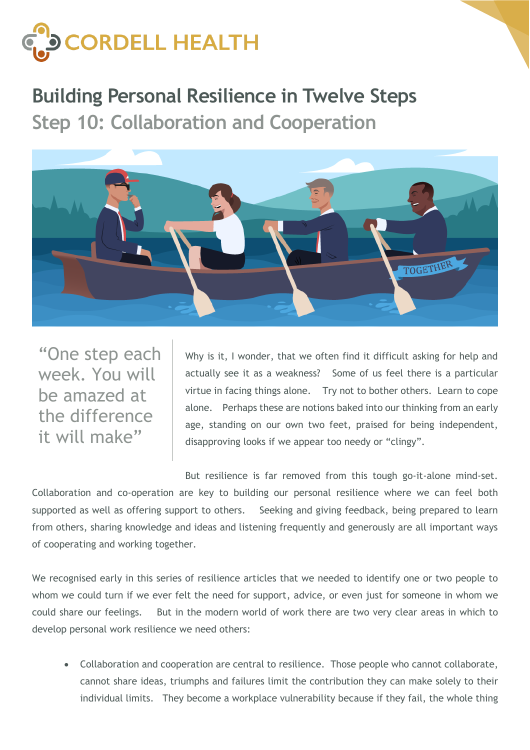CORDELL HEALTH

# Building Personal Resilience in Twelve Steps

## Step 10: Collaboration and Cooperation

> "One step each week. You will be amazed at the difference it will make"

Why is it, I wonder, that we often find it difficult asking for help and actually see it as a weakness? Some of us feel there is a particular virtue in facing things alone. Try not to bother others. Learn to cope alone. Perhaps these are notions baked into our thinking from an early age, standing on our own two feet, praised for being independent, disapproving looks if we appear too needy or "clingy".

But resilience is far removed from this tough go-it-alone mind-set. Collaboration and co-operation are key to building our personal resilience where we can feel both supported as well as offering support to others. Seeking and giving feedback, being prepared to learn from others, sharing knowledge and ideas and listening frequently and generously are all important ways of cooperating and working together.

We recognised early in this series of resilience articles that we needed to identify one or two people to whom we could turn if we ever felt the need for support, advice, or even just for someone in whom we could share our feelings. But in the modern world of work there are two very clear areas in which to develop personal work resilience we need others:

- Collaboration and cooperation are central to resilience. Those people who cannot collaborate, cannot share ideas, triumphs and failures limit the contribution they can make solely to their individual limits. They become a workplace vulnerability because if they fail, the whole thing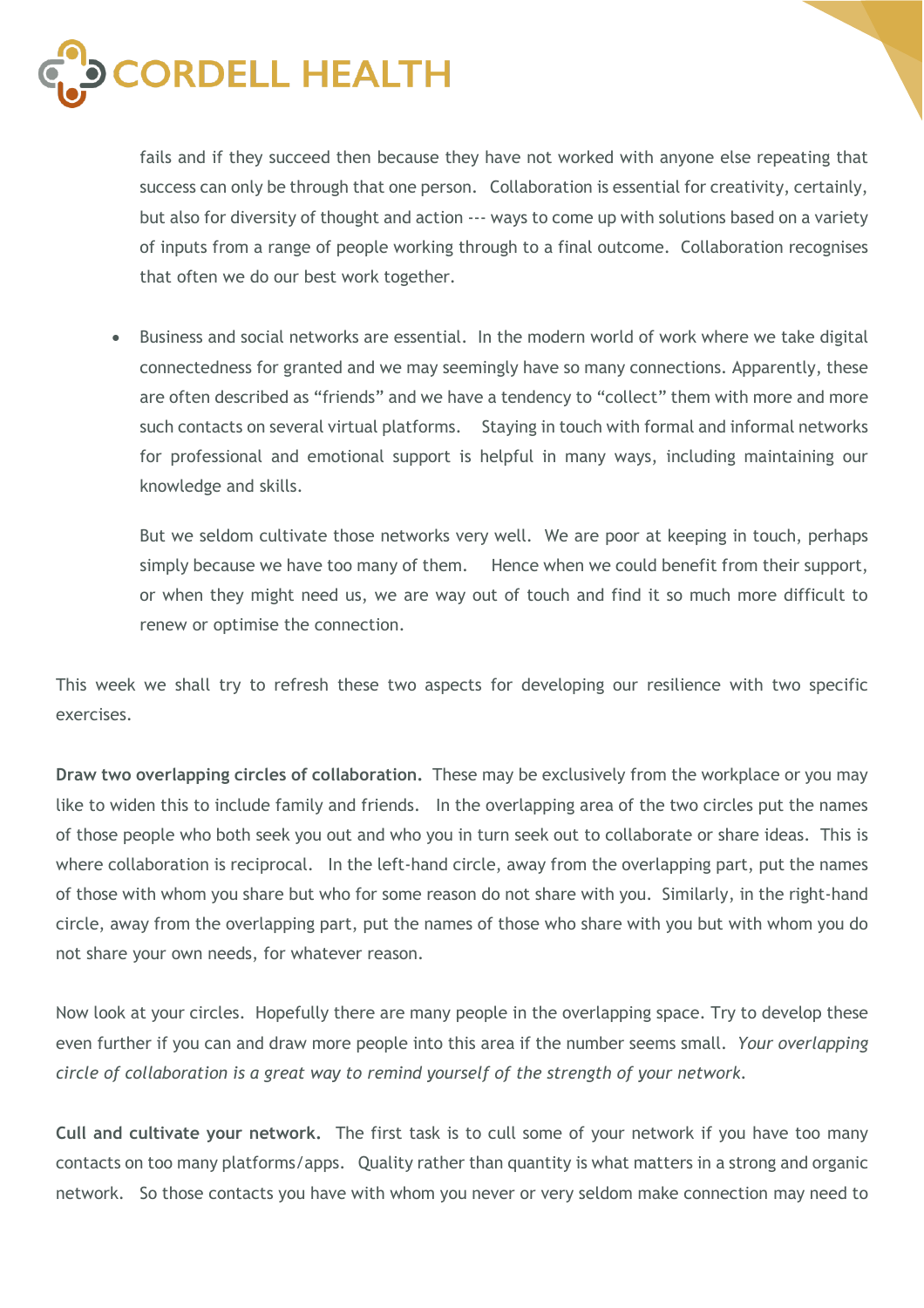fails and if they succeed then because they have not worked with anyone else repeating that success can only be through that one person. Collaboration is essential for creativity, certainly, but also for diversity of thought and action --- ways to come up with solutions based on a variety of inputs from a range of people working through to a final outcome. Collaboration recognises that often we do our best work together.

- Business and social networks are essential. In the modern world of work where we take digital connectedness for granted and we may seemingly have so many connections. Apparently, these are often described as "friends" and we have a tendency to "collect" them with more and more such contacts on several virtual platforms. Staying in touch with formal and informal networks for professional and emotional support is helpful in many ways, including maintaining our knowledge and skills.

  But we seldom cultivate those networks very well. We are poor at keeping in touch, perhaps simply because we have too many of them. Hence when we could benefit from their support, or when they might need us, we are way out of touch and find it so much more difficult to renew or optimise the connection.

This week we shall try to refresh these two aspects for developing our resilience with two specific exercises.

**Draw two overlapping circles of collaboration.** These may be exclusively from the workplace or you may like to widen this to include family and friends. In the overlapping area of the two circles put the names of those people who both seek you out and who you in turn seek out to collaborate or share ideas. This is where collaboration is reciprocal. In the left-hand circle, away from the overlapping part, put the names of those with whom you share but who for some reason do not share with you. Similarly, in the right-hand circle, away from the overlapping part, put the names of those who share with you but with whom you do not share your own needs, for whatever reason.

Now look at your circles. Hopefully there are many people in the overlapping space. Try to develop these even further if you can and draw more people into this area if the number seems small. *Your overlapping circle of collaboration is a great way to remind yourself of the strength of your network.*

**Cull and cultivate your network.** The first task is to cull some of your network if you have too many contacts on too many platforms/apps. Quality rather than quantity is what matters in a strong and organic network. So those contacts you have with whom you never or very seldom make connection may need to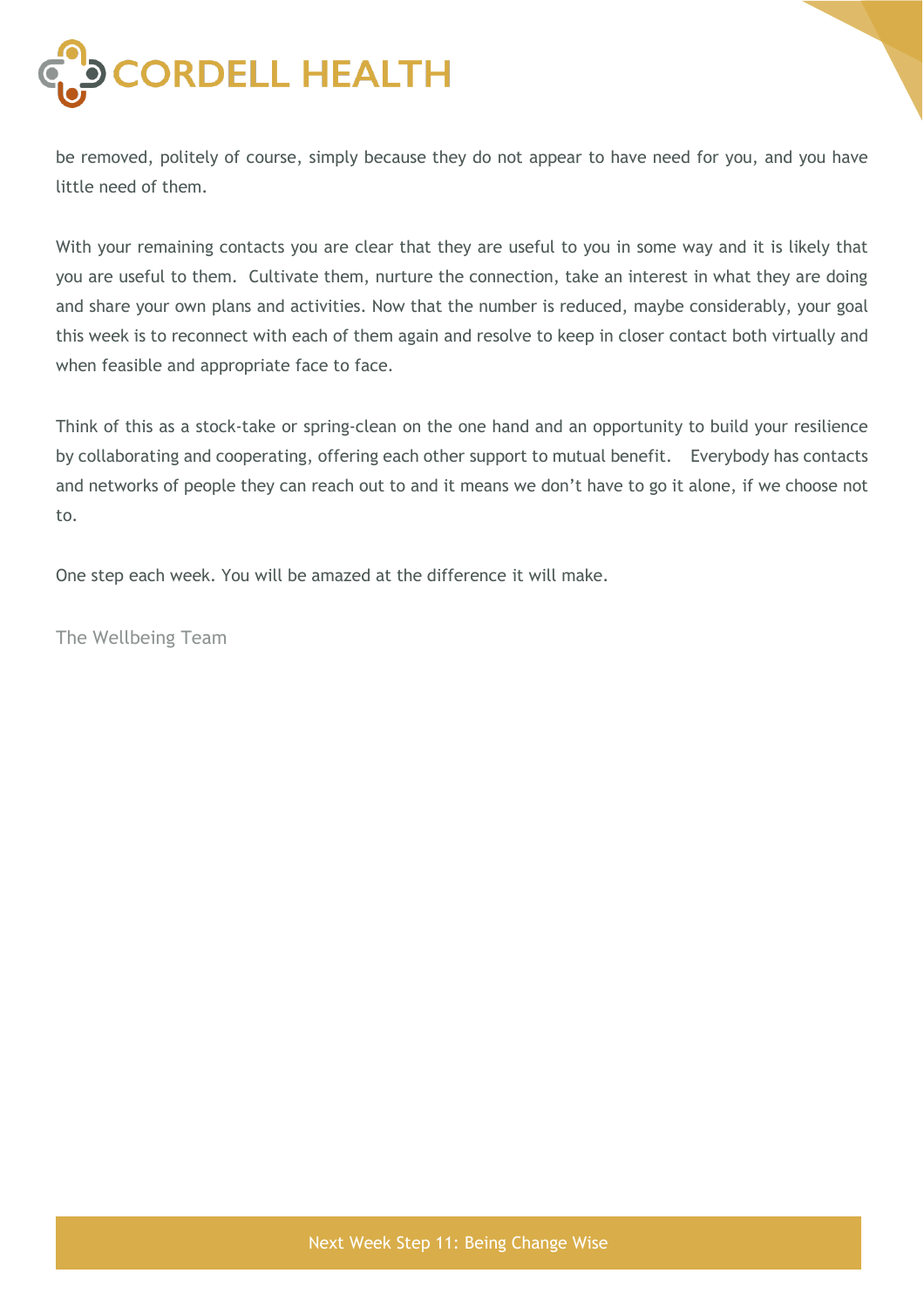be removed, politely of course, simply because they do not appear to have need for you, and you have little need of them.

With your remaining contacts you are clear that they are useful to you in some way and it is likely that you are useful to them. Cultivate them, nurture the connection, take an interest in what they are doing and share your own plans and activities. Now that the number is reduced, maybe considerably, your goal this week is to reconnect with each of them again and resolve to keep in closer contact both virtually and when feasible and appropriate face to face.

Think of this as a stock-take or spring-clean on the one hand and an opportunity to build your resilience by collaborating and cooperating, offering each other support to mutual benefit. Everybody has contacts and networks of people they can reach out to and it means we don't have to go it alone, if we choose not to.

One step each week. You will be amazed at the difference it will make.

The Wellbeing Team

Next Week Step 11: Being Change Wise